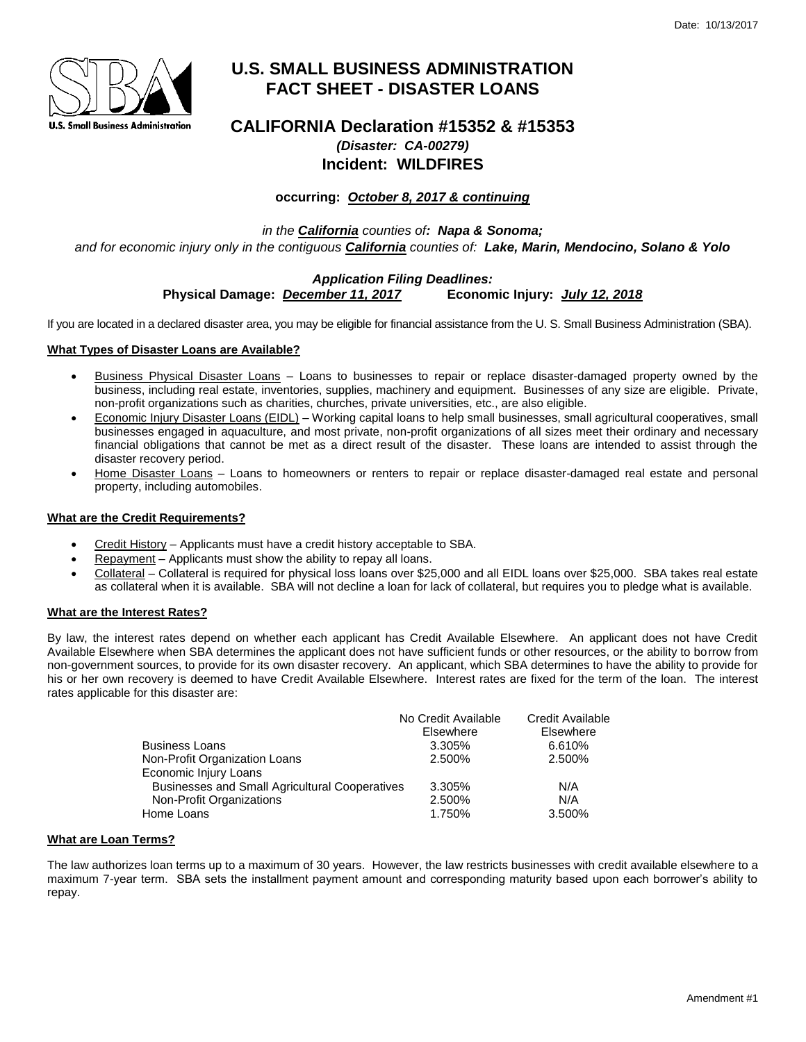Date: 10/13/2017

# U.S. SMALL BUSINESS ADMINISTRATION
# FACT SHEET - DISASTER LOANS

## CALIFORNIA Declaration #15352 & #15353
### *(Disaster: CA-00279)*
### Incident: WILDFIRES

**occurring: *October 8, 2017 & continuing***

*in the **California** counties of**: Napa & Sonoma;***
*and for economic injury only in the contiguous **California** counties of: **Lake, Marin, Mendocino, Solano & Yolo***

***Application Filing Deadlines:***
**Physical Damage: *December 11, 2017*** **Economic Injury: *July 12, 2018***

If you are located in a declared disaster area, you may be eligible for financial assistance from the U. S. Small Business Administration (SBA).

**What Types of Disaster Loans are Available?**

- Business Physical Disaster Loans – Loans to businesses to repair or replace disaster-damaged property owned by the business, including real estate, inventories, supplies, machinery and equipment. Businesses of any size are eligible. Private, non-profit organizations such as charities, churches, private universities, etc., are also eligible.
- Economic Injury Disaster Loans (EIDL) – Working capital loans to help small businesses, small agricultural cooperatives, small businesses engaged in aquaculture, and most private, non-profit organizations of all sizes meet their ordinary and necessary financial obligations that cannot be met as a direct result of the disaster. These loans are intended to assist through the disaster recovery period.
- Home Disaster Loans – Loans to homeowners or renters to repair or replace disaster-damaged real estate and personal property, including automobiles.

**What are the Credit Requirements?**

- Credit History – Applicants must have a credit history acceptable to SBA.
- Repayment – Applicants must show the ability to repay all loans.
- Collateral – Collateral is required for physical loss loans over $25,000 and all EIDL loans over $25,000. SBA takes real estate as collateral when it is available. SBA will not decline a loan for lack of collateral, but requires you to pledge what is available.

**What are the Interest Rates?**

By law, the interest rates depend on whether each applicant has Credit Available Elsewhere. An applicant does not have Credit Available Elsewhere when SBA determines the applicant does not have sufficient funds or other resources, or the ability to borrow from non-government sources, to provide for its own disaster recovery. An applicant, which SBA determines to have the ability to provide for his or her own recovery is deemed to have Credit Available Elsewhere. Interest rates are fixed for the term of the loan. The interest rates applicable for this disaster are:

| | No Credit Available Elsewhere | Credit Available Elsewhere |
|---|---|---|
| Business Loans | 3.305% | 6.610% |
| Non-Profit Organization Loans | 2.500% | 2.500% |
| Economic Injury Loans | | |
| Businesses and Small Agricultural Cooperatives | 3.305% | N/A |
| Non-Profit Organizations | 2.500% | N/A |
| Home Loans | 1.750% | 3.500% |

**What are Loan Terms?**

The law authorizes loan terms up to a maximum of 30 years. However, the law restricts businesses with credit available elsewhere to a maximum 7-year term. SBA sets the installment payment amount and corresponding maturity based upon each borrower's ability to repay.

Amendment #1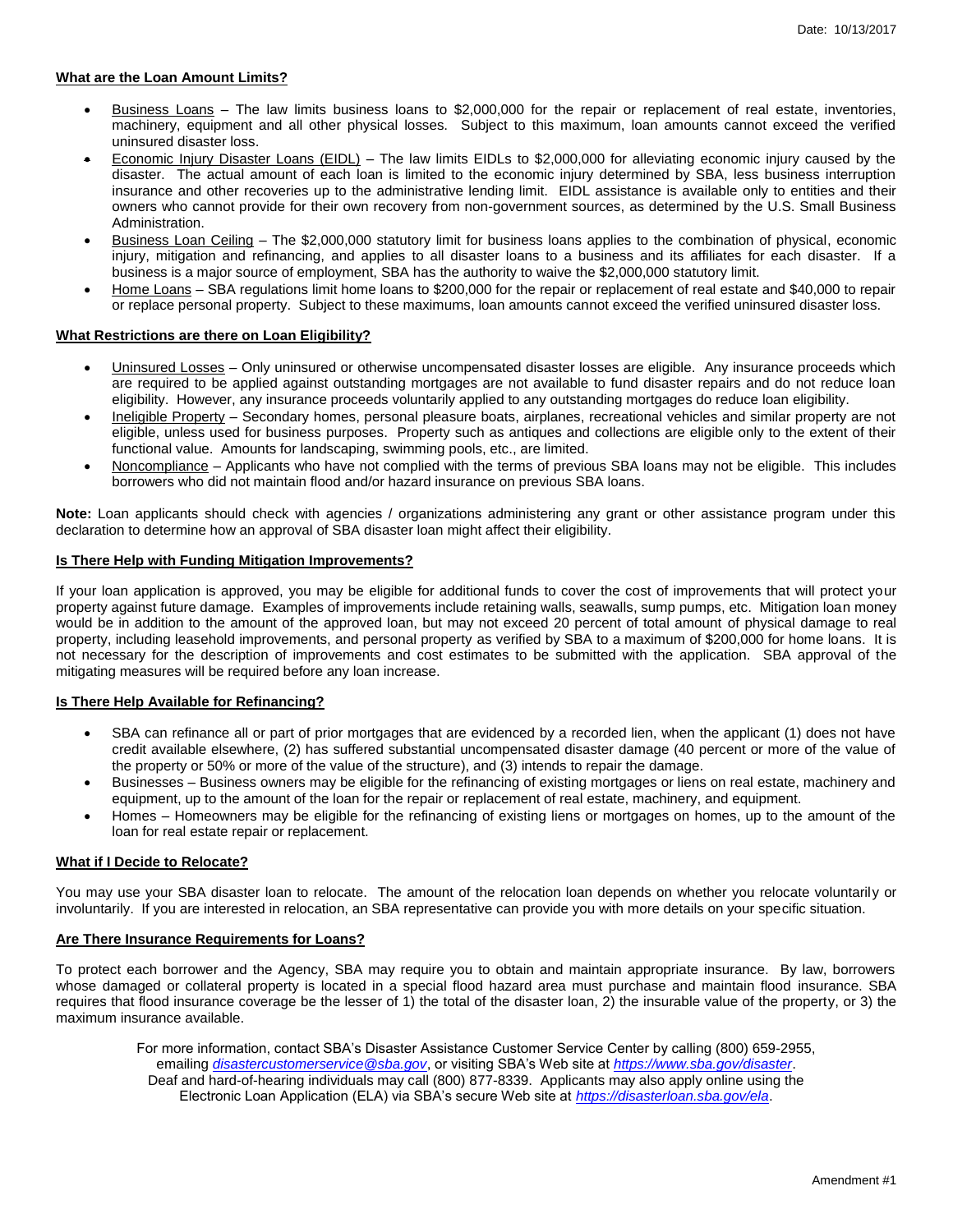## What are the Loan Amount Limits?

- Business Loans – The law limits business loans to $2,000,000 for the repair or replacement of real estate, inventories, machinery, equipment and all other physical losses. Subject to this maximum, loan amounts cannot exceed the verified uninsured disaster loss.
- Economic Injury Disaster Loans (EIDL) – The law limits EIDLs to $2,000,000 for alleviating economic injury caused by the disaster. The actual amount of each loan is limited to the economic injury determined by SBA, less business interruption insurance and other recoveries up to the administrative lending limit. EIDL assistance is available only to entities and their owners who cannot provide for their own recovery from non-government sources, as determined by the U.S. Small Business Administration.
- Business Loan Ceiling – The $2,000,000 statutory limit for business loans applies to the combination of physical, economic injury, mitigation and refinancing, and applies to all disaster loans to a business and its affiliates for each disaster. If a business is a major source of employment, SBA has the authority to waive the $2,000,000 statutory limit.
- Home Loans – SBA regulations limit home loans to $200,000 for the repair or replacement of real estate and $40,000 to repair or replace personal property. Subject to these maximums, loan amounts cannot exceed the verified uninsured disaster loss.

## What Restrictions are there on Loan Eligibility?

- Uninsured Losses – Only uninsured or otherwise uncompensated disaster losses are eligible. Any insurance proceeds which are required to be applied against outstanding mortgages are not available to fund disaster repairs and do not reduce loan eligibility. However, any insurance proceeds voluntarily applied to any outstanding mortgages do reduce loan eligibility.
- Ineligible Property – Secondary homes, personal pleasure boats, airplanes, recreational vehicles and similar property are not eligible, unless used for business purposes. Property such as antiques and collections are eligible only to the extent of their functional value. Amounts for landscaping, swimming pools, etc., are limited.
- Noncompliance – Applicants who have not complied with the terms of previous SBA loans may not be eligible. This includes borrowers who did not maintain flood and/or hazard insurance on previous SBA loans.

**Note:** Loan applicants should check with agencies / organizations administering any grant or other assistance program under this declaration to determine how an approval of SBA disaster loan might affect their eligibility.

## Is There Help with Funding Mitigation Improvements?

If your loan application is approved, you may be eligible for additional funds to cover the cost of improvements that will protect your property against future damage. Examples of improvements include retaining walls, seawalls, sump pumps, etc. Mitigation loan money would be in addition to the amount of the approved loan, but may not exceed 20 percent of total amount of physical damage to real property, including leasehold improvements, and personal property as verified by SBA to a maximum of $200,000 for home loans. It is not necessary for the description of improvements and cost estimates to be submitted with the application. SBA approval of the mitigating measures will be required before any loan increase.

## Is There Help Available for Refinancing?

- SBA can refinance all or part of prior mortgages that are evidenced by a recorded lien, when the applicant (1) does not have credit available elsewhere, (2) has suffered substantial uncompensated disaster damage (40 percent or more of the value of the property or 50% or more of the value of the structure), and (3) intends to repair the damage.
- Businesses – Business owners may be eligible for the refinancing of existing mortgages or liens on real estate, machinery and equipment, up to the amount of the loan for the repair or replacement of real estate, machinery, and equipment.
- Homes – Homeowners may be eligible for the refinancing of existing liens or mortgages on homes, up to the amount of the loan for real estate repair or replacement.

## What if I Decide to Relocate?

You may use your SBA disaster loan to relocate. The amount of the relocation loan depends on whether you relocate voluntarily or involuntarily. If you are interested in relocation, an SBA representative can provide you with more details on your specific situation.

## Are There Insurance Requirements for Loans?

To protect each borrower and the Agency, SBA may require you to obtain and maintain appropriate insurance. By law, borrowers whose damaged or collateral property is located in a special flood hazard area must purchase and maintain flood insurance. SBA requires that flood insurance coverage be the lesser of 1) the total of the disaster loan, 2) the insurable value of the property, or 3) the maximum insurance available.

For more information, contact SBA's Disaster Assistance Customer Service Center by calling (800) 659-2955, emailing *disastercustomerservice@sba.gov*, or visiting SBA's Web site at *https://www.sba.gov/disaster*. Deaf and hard-of-hearing individuals may call (800) 877-8339. Applicants may also apply online using the Electronic Loan Application (ELA) via SBA's secure Web site at *https://disasterloan.sba.gov/ela*.